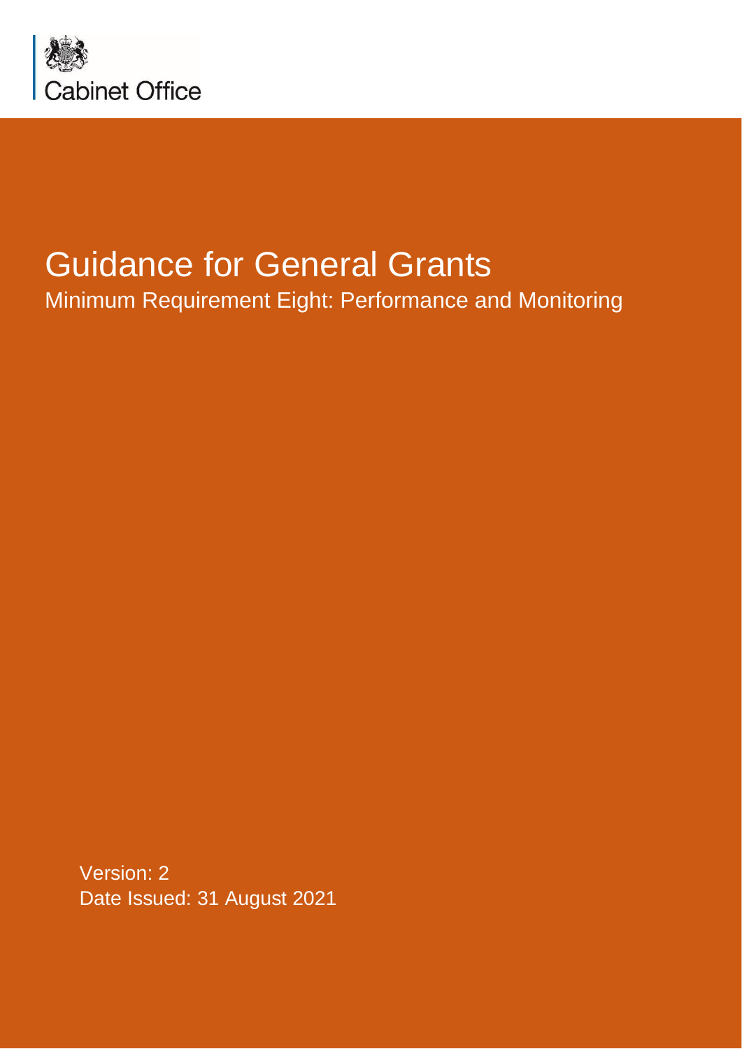Cabinet Office

# Guidance for General Grants

## Minimum Requirement Eight: Performance and Monitoring

Version: 2
Date Issued: 31 August 2021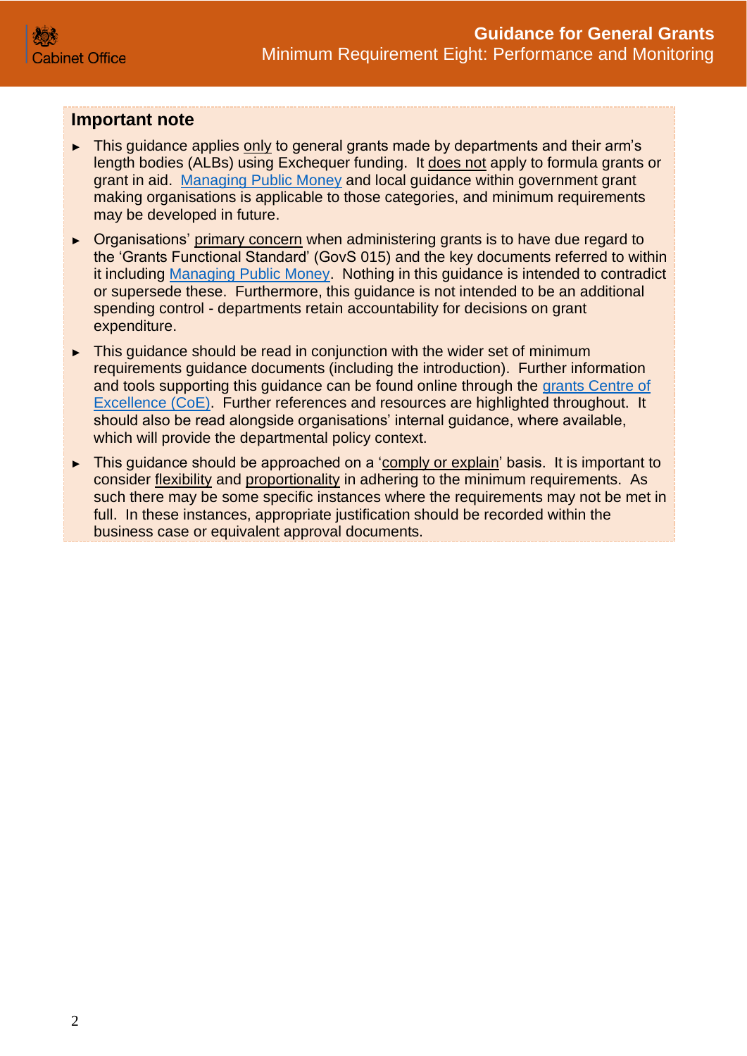## Important note

- This guidance applies only to general grants made by departments and their arm's length bodies (ALBs) using Exchequer funding. It does not apply to formula grants or grant in aid. Managing Public Money and local guidance within government grant making organisations is applicable to those categories, and minimum requirements may be developed in future.
- Organisations' primary concern when administering grants is to have due regard to the 'Grants Functional Standard' (GovS 015) and the key documents referred to within it including Managing Public Money. Nothing in this guidance is intended to contradict or supersede these. Furthermore, this guidance is not intended to be an additional spending control - departments retain accountability for decisions on grant expenditure.
- This guidance should be read in conjunction with the wider set of minimum requirements guidance documents (including the introduction). Further information and tools supporting this guidance can be found online through the grants Centre of Excellence (CoE). Further references and resources are highlighted throughout. It should also be read alongside organisations' internal guidance, where available, which will provide the departmental policy context.
- This guidance should be approached on a 'comply or explain' basis. It is important to consider flexibility and proportionality in adhering to the minimum requirements. As such there may be some specific instances where the requirements may not be met in full. In these instances, appropriate justification should be recorded within the business case or equivalent approval documents.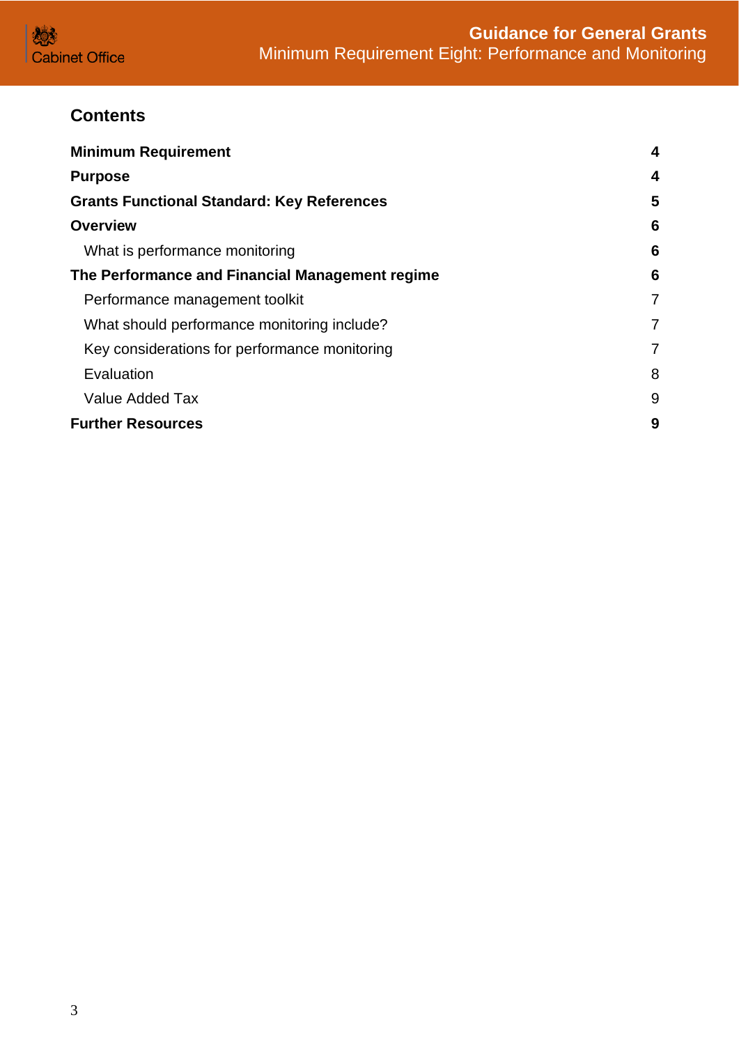## Contents

| | |
|---|---|
| **Minimum Requirement** | **4** |
| **Purpose** | **4** |
| **Grants Functional Standard: Key References** | **5** |
| **Overview** | **6** |
| What is performance monitoring | **6** |
| **The Performance and Financial Management regime** | **6** |
| Performance management toolkit | 7 |
| What should performance monitoring include? | 7 |
| Key considerations for performance monitoring | 7 |
| Evaluation | 8 |
| Value Added Tax | 9 |
| **Further Resources** | **9** |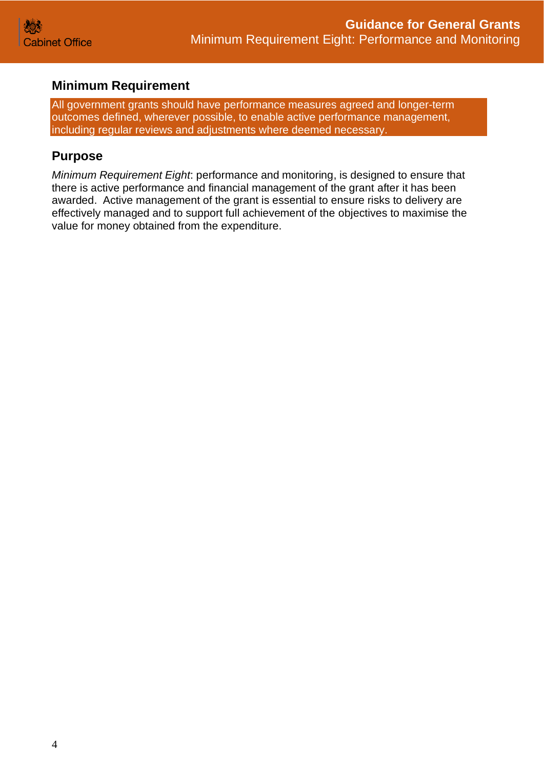## Minimum Requirement

All government grants should have performance measures agreed and longer-term outcomes defined, wherever possible, to enable active performance management, including regular reviews and adjustments where deemed necessary.

## Purpose

*Minimum Requirement Eight*: performance and monitoring, is designed to ensure that there is active performance and financial management of the grant after it has been awarded. Active management of the grant is essential to ensure risks to delivery are effectively managed and to support full achievement of the objectives to maximise the value for money obtained from the expenditure.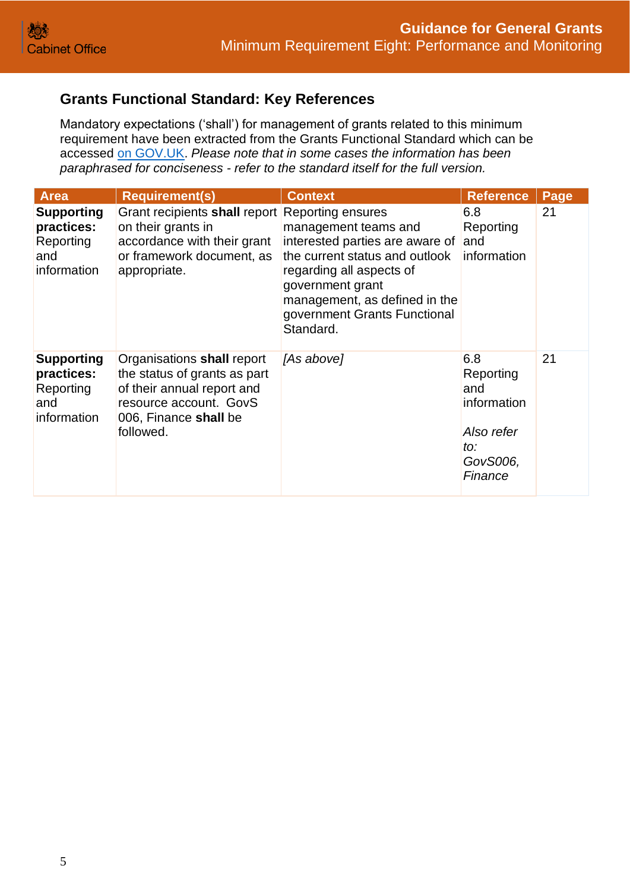## Grants Functional Standard: Key References

Mandatory expectations ('shall') for management of grants related to this minimum requirement have been extracted from the Grants Functional Standard which can be accessed [on GOV.UK](). *Please note that in some cases the information has been paraphrased for conciseness - refer to the standard itself for the full version.*

| Area | Requirement(s) | Context | Reference | Page |
|---|---|---|---|---|
| **Supporting practices:** Reporting and information | Grant recipients **shall** report on their grants in accordance with their grant or framework document, as appropriate. | Reporting ensures management teams and interested parties are aware of the current status and outlook regarding all aspects of government grant management, as defined in the government Grants Functional Standard. | 6.8 Reporting and information | 21 |
| **Supporting practices:** Reporting and information | Organisations **shall** report the status of grants as part of their annual report and resource account. GovS 006, Finance **shall** be followed. | *[As above]* | 6.8 Reporting and information<br><br>*Also refer to: GovS006, Finance* | 21 |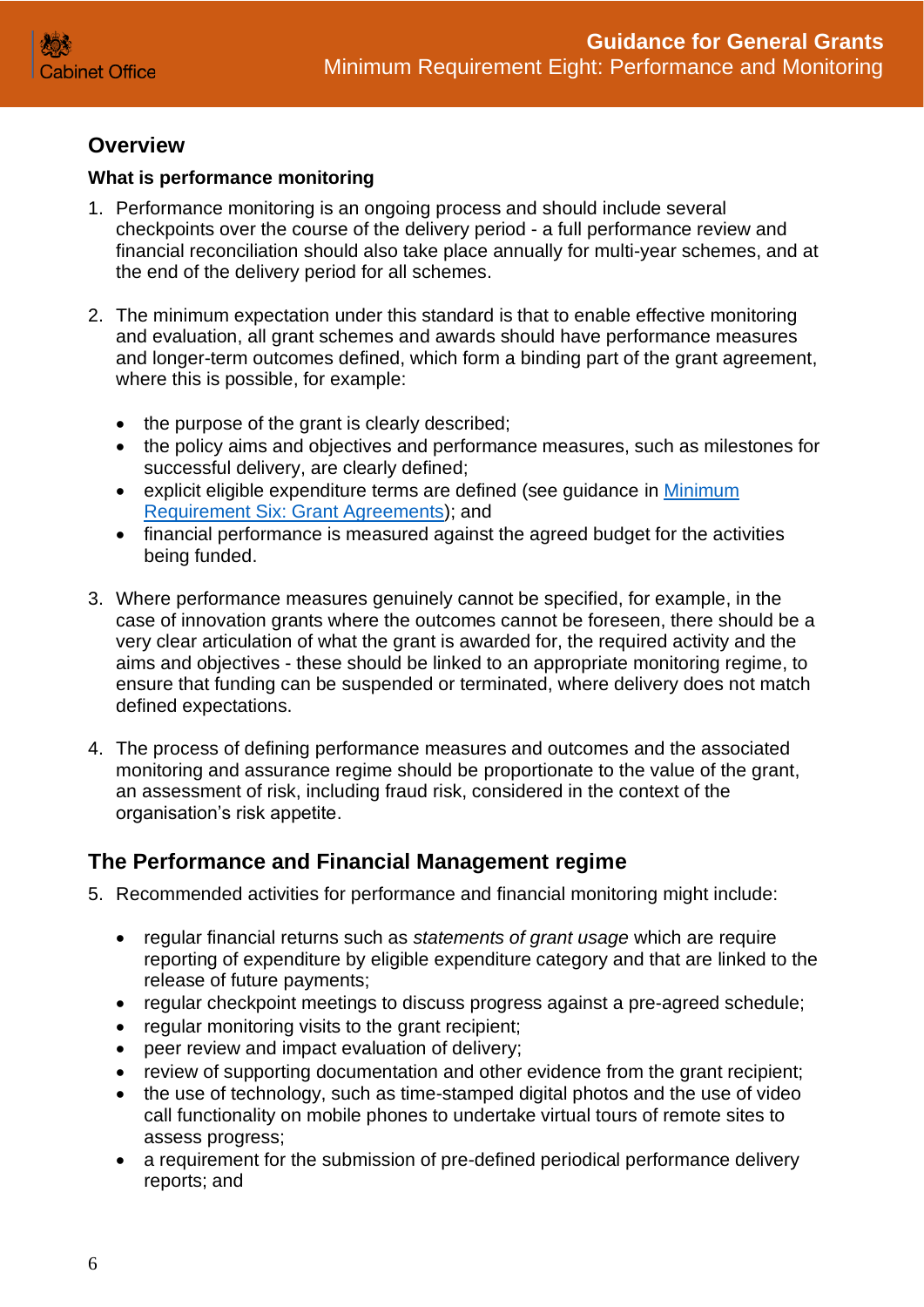## Overview

### What is performance monitoring

1. Performance monitoring is an ongoing process and should include several checkpoints over the course of the delivery period - a full performance review and financial reconciliation should also take place annually for multi-year schemes, and at the end of the delivery period for all schemes.

2. The minimum expectation under this standard is that to enable effective monitoring and evaluation, all grant schemes and awards should have performance measures and longer-term outcomes defined, which form a binding part of the grant agreement, where this is possible, for example:

   - the purpose of the grant is clearly described;
   - the policy aims and objectives and performance measures, such as milestones for successful delivery, are clearly defined;
   - explicit eligible expenditure terms are defined (see guidance in Minimum Requirement Six: Grant Agreements); and
   - financial performance is measured against the agreed budget for the activities being funded.

3. Where performance measures genuinely cannot be specified, for example, in the case of innovation grants where the outcomes cannot be foreseen, there should be a very clear articulation of what the grant is awarded for, the required activity and the aims and objectives - these should be linked to an appropriate monitoring regime, to ensure that funding can be suspended or terminated, where delivery does not match defined expectations.

4. The process of defining performance measures and outcomes and the associated monitoring and assurance regime should be proportionate to the value of the grant, an assessment of risk, including fraud risk, considered in the context of the organisation's risk appetite.

## The Performance and Financial Management regime

5. Recommended activities for performance and financial monitoring might include:

   - regular financial returns such as *statements of grant usage* which are require reporting of expenditure by eligible expenditure category and that are linked to the release of future payments;
   - regular checkpoint meetings to discuss progress against a pre-agreed schedule;
   - regular monitoring visits to the grant recipient;
   - peer review and impact evaluation of delivery;
   - review of supporting documentation and other evidence from the grant recipient;
   - the use of technology, such as time-stamped digital photos and the use of video call functionality on mobile phones to undertake virtual tours of remote sites to assess progress;
   - a requirement for the submission of pre-defined periodical performance delivery reports; and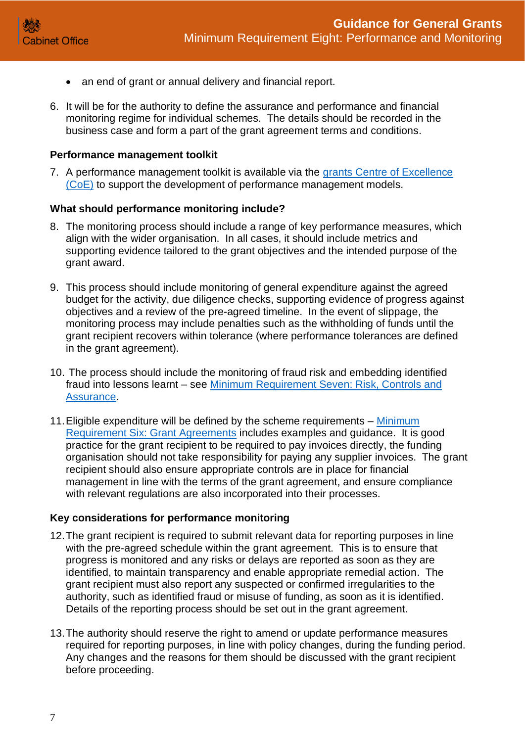- an end of grant or annual delivery and financial report.

6. It will be for the authority to define the assurance and performance and financial monitoring regime for individual schemes. The details should be recorded in the business case and form a part of the grant agreement terms and conditions.

**Performance management toolkit**

7. A performance management toolkit is available via the [grants Centre of Excellence (CoE)] to support the development of performance management models.

**What should performance monitoring include?**

8. The monitoring process should include a range of key performance measures, which align with the wider organisation. In all cases, it should include metrics and supporting evidence tailored to the grant objectives and the intended purpose of the grant award.

9. This process should include monitoring of general expenditure against the agreed budget for the activity, due diligence checks, supporting evidence of progress against objectives and a review of the pre-agreed timeline. In the event of slippage, the monitoring process may include penalties such as the withholding of funds until the grant recipient recovers within tolerance (where performance tolerances are defined in the grant agreement).

10. The process should include the monitoring of fraud risk and embedding identified fraud into lessons learnt – see [Minimum Requirement Seven: Risk, Controls and Assurance].

11. Eligible expenditure will be defined by the scheme requirements – [Minimum Requirement Six: Grant Agreements] includes examples and guidance. It is good practice for the grant recipient to be required to pay invoices directly, the funding organisation should not take responsibility for paying any supplier invoices. The grant recipient should also ensure appropriate controls are in place for financial management in line with the terms of the grant agreement, and ensure compliance with relevant regulations are also incorporated into their processes.

**Key considerations for performance monitoring**

12. The grant recipient is required to submit relevant data for reporting purposes in line with the pre-agreed schedule within the grant agreement. This is to ensure that progress is monitored and any risks or delays are reported as soon as they are identified, to maintain transparency and enable appropriate remedial action. The grant recipient must also report any suspected or confirmed irregularities to the authority, such as identified fraud or misuse of funding, as soon as it is identified. Details of the reporting process should be set out in the grant agreement.

13. The authority should reserve the right to amend or update performance measures required for reporting purposes, in line with policy changes, during the funding period. Any changes and the reasons for them should be discussed with the grant recipient before proceeding.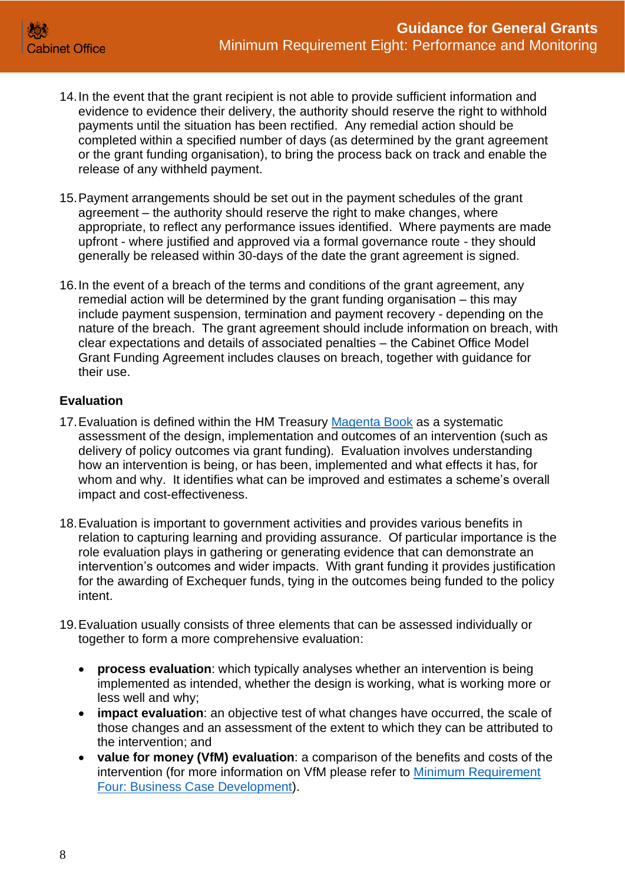14. In the event that the grant recipient is not able to provide sufficient information and evidence to evidence their delivery, the authority should reserve the right to withhold payments until the situation has been rectified. Any remedial action should be completed within a specified number of days (as determined by the grant agreement or the grant funding organisation), to bring the process back on track and enable the release of any withheld payment.

15. Payment arrangements should be set out in the payment schedules of the grant agreement – the authority should reserve the right to make changes, where appropriate, to reflect any performance issues identified. Where payments are made upfront - where justified and approved via a formal governance route - they should generally be released within 30-days of the date the grant agreement is signed.

16. In the event of a breach of the terms and conditions of the grant agreement, any remedial action will be determined by the grant funding organisation – this may include payment suspension, termination and payment recovery - depending on the nature of the breach. The grant agreement should include information on breach, with clear expectations and details of associated penalties – the Cabinet Office Model Grant Funding Agreement includes clauses on breach, together with guidance for their use.

**Evaluation**

17. Evaluation is defined within the HM Treasury Magenta Book as a systematic assessment of the design, implementation and outcomes of an intervention (such as delivery of policy outcomes via grant funding). Evaluation involves understanding how an intervention is being, or has been, implemented and what effects it has, for whom and why. It identifies what can be improved and estimates a scheme's overall impact and cost-effectiveness.

18. Evaluation is important to government activities and provides various benefits in relation to capturing learning and providing assurance. Of particular importance is the role evaluation plays in gathering or generating evidence that can demonstrate an intervention's outcomes and wider impacts. With grant funding it provides justification for the awarding of Exchequer funds, tying in the outcomes being funded to the policy intent.

19. Evaluation usually consists of three elements that can be assessed individually or together to form a more comprehensive evaluation:

    - **process evaluation**: which typically analyses whether an intervention is being implemented as intended, whether the design is working, what is working more or less well and why;
    - **impact evaluation**: an objective test of what changes have occurred, the scale of those changes and an assessment of the extent to which they can be attributed to the intervention; and
    - **value for money (VfM) evaluation**: a comparison of the benefits and costs of the intervention (for more information on VfM please refer to Minimum Requirement Four: Business Case Development).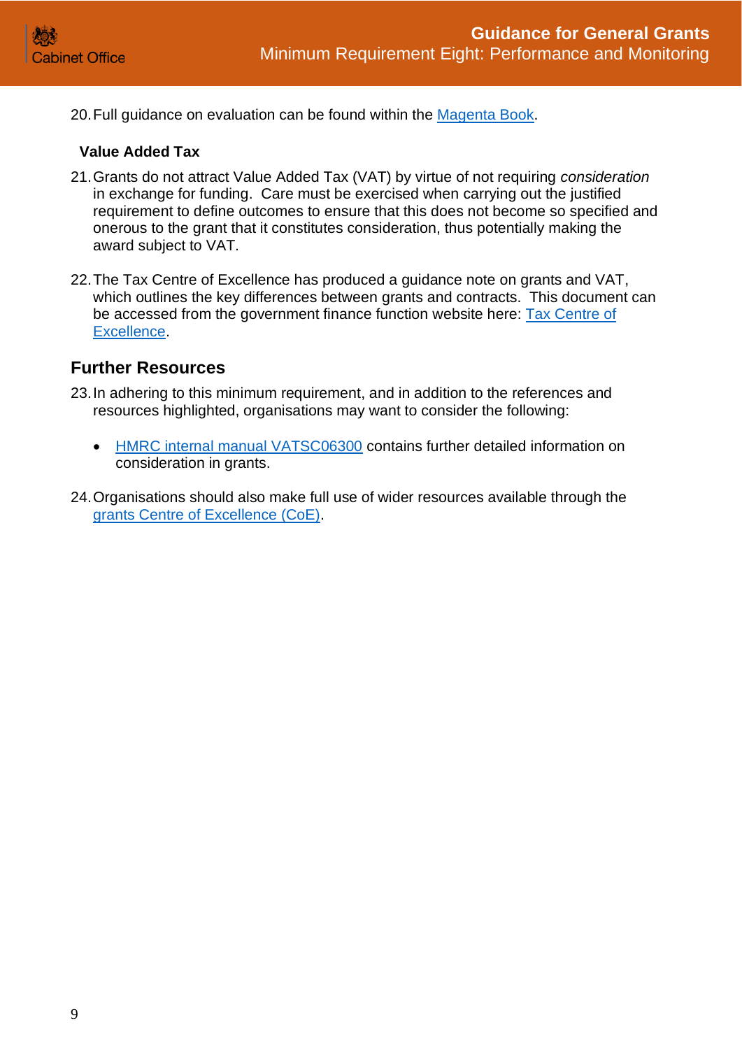20. Full guidance on evaluation can be found within the Magenta Book.

**Value Added Tax**

21. Grants do not attract Value Added Tax (VAT) by virtue of not requiring *consideration* in exchange for funding. Care must be exercised when carrying out the justified requirement to define outcomes to ensure that this does not become so specified and onerous to the grant that it constitutes consideration, thus potentially making the award subject to VAT.

22. The Tax Centre of Excellence has produced a guidance note on grants and VAT, which outlines the key differences between grants and contracts. This document can be accessed from the government finance function website here: Tax Centre of Excellence.

## Further Resources

23. In adhering to this minimum requirement, and in addition to the references and resources highlighted, organisations may want to consider the following:

    - HMRC internal manual VATSC06300 contains further detailed information on consideration in grants.

24. Organisations should also make full use of wider resources available through the grants Centre of Excellence (CoE).